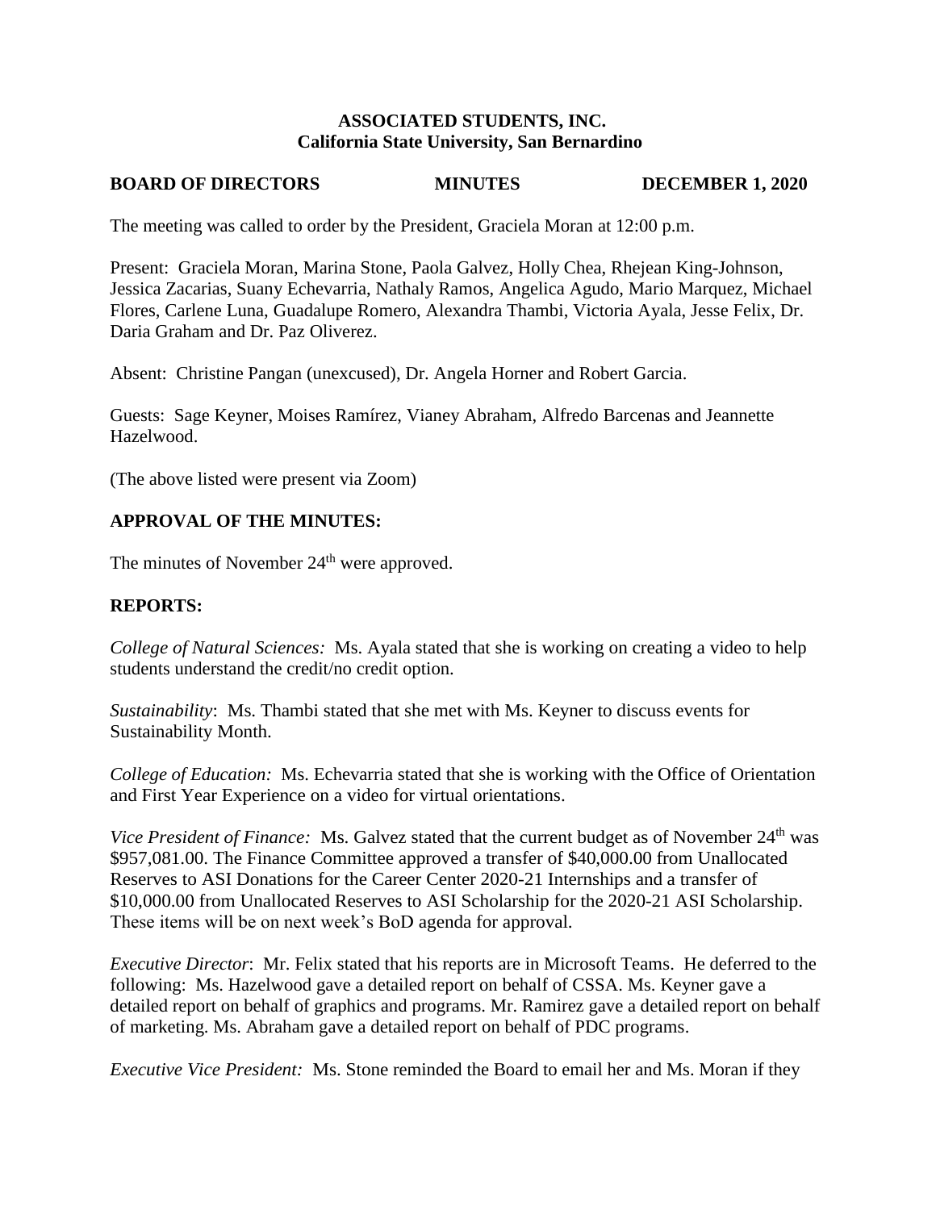**ASSOCIATED STUDENTS, INC.**
**California State University, San Bernardino**

**BOARD OF DIRECTORS MINUTES DECEMBER 1, 2020**

The meeting was called to order by the President, Graciela Moran at 12:00 p.m.

Present: Graciela Moran, Marina Stone, Paola Galvez, Holly Chea, Rhejean King-Johnson, Jessica Zacarias, Suany Echevarria, Nathaly Ramos, Angelica Agudo, Mario Marquez, Michael Flores, Carlene Luna, Guadalupe Romero, Alexandra Thambi, Victoria Ayala, Jesse Felix, Dr. Daria Graham and Dr. Paz Oliverez.

Absent: Christine Pangan (unexcused), Dr. Angela Horner and Robert Garcia.

Guests: Sage Keyner, Moises Ramírez, Vianey Abraham, Alfredo Barcenas and Jeannette Hazelwood.

(The above listed were present via Zoom)

## APPROVAL OF THE MINUTES:

The minutes of November 24th were approved.

## REPORTS:

*College of Natural Sciences:* Ms. Ayala stated that she is working on creating a video to help students understand the credit/no credit option.

*Sustainability*: Ms. Thambi stated that she met with Ms. Keyner to discuss events for Sustainability Month.

*College of Education:* Ms. Echevarria stated that she is working with the Office of Orientation and First Year Experience on a video for virtual orientations.

*Vice President of Finance:* Ms. Galvez stated that the current budget as of November 24th was $957,081.00. The Finance Committee approved a transfer of $40,000.00 from Unallocated Reserves to ASI Donations for the Career Center 2020-21 Internships and a transfer of $10,000.00 from Unallocated Reserves to ASI Scholarship for the 2020-21 ASI Scholarship. These items will be on next week's BoD agenda for approval.

*Executive Director*: Mr. Felix stated that his reports are in Microsoft Teams. He deferred to the following: Ms. Hazelwood gave a detailed report on behalf of CSSA. Ms. Keyner gave a detailed report on behalf of graphics and programs. Mr. Ramirez gave a detailed report on behalf of marketing. Ms. Abraham gave a detailed report on behalf of PDC programs.

*Executive Vice President:* Ms. Stone reminded the Board to email her and Ms. Moran if they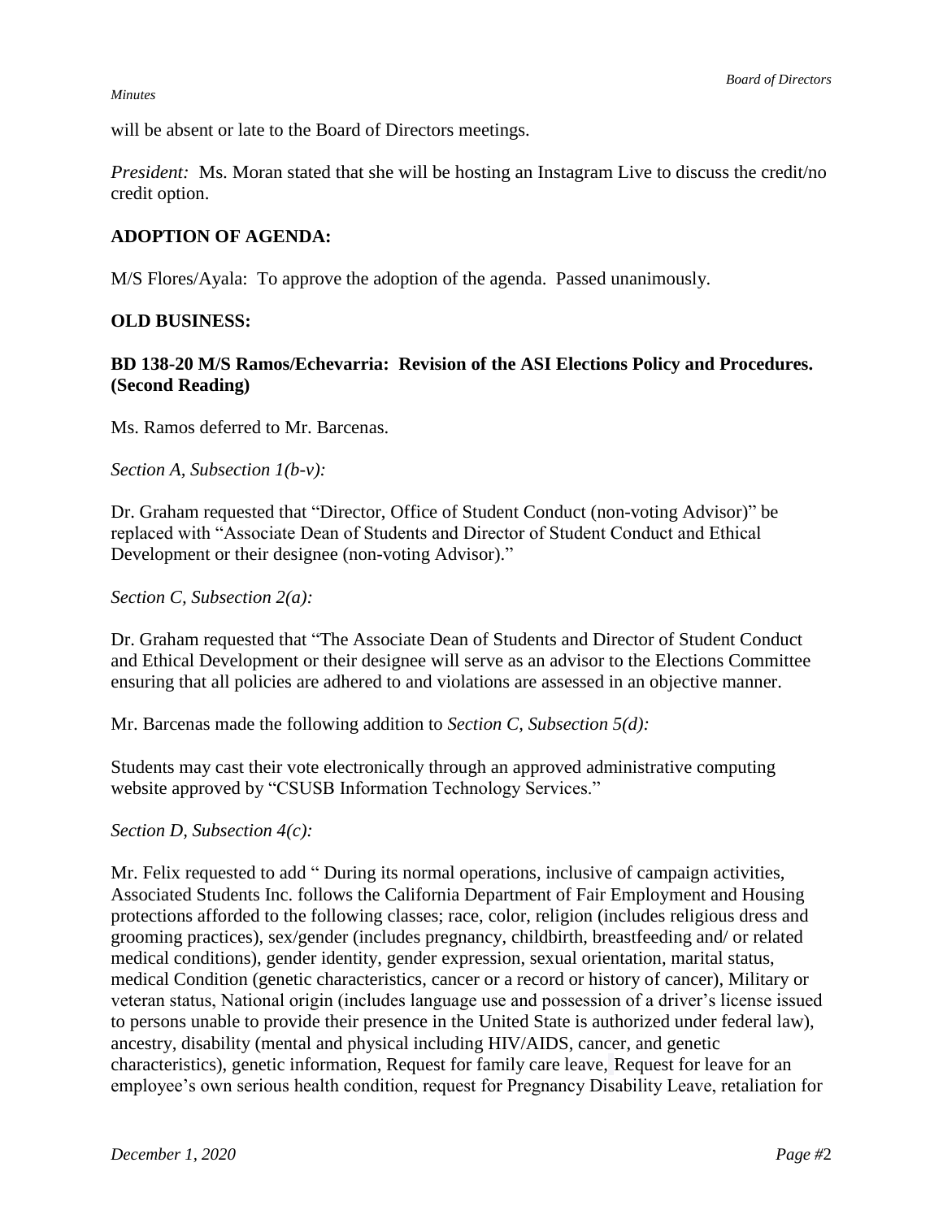will be absent or late to the Board of Directors meetings.

*President:* Ms. Moran stated that she will be hosting an Instagram Live to discuss the credit/no credit option.

**ADOPTION OF AGENDA:**

M/S Flores/Ayala: To approve the adoption of the agenda. Passed unanimously.

**OLD BUSINESS:**

**BD 138-20 M/S Ramos/Echevarria: Revision of the ASI Elections Policy and Procedures. (Second Reading)**

Ms. Ramos deferred to Mr. Barcenas.

*Section A, Subsection 1(b-v):*

Dr. Graham requested that "Director, Office of Student Conduct (non-voting Advisor)" be replaced with "Associate Dean of Students and Director of Student Conduct and Ethical Development or their designee (non-voting Advisor)."

*Section C, Subsection 2(a):*

Dr. Graham requested that "The Associate Dean of Students and Director of Student Conduct and Ethical Development or their designee will serve as an advisor to the Elections Committee ensuring that all policies are adhered to and violations are assessed in an objective manner.

Mr. Barcenas made the following addition to *Section C, Subsection 5(d):*

Students may cast their vote electronically through an approved administrative computing website approved by "CSUSB Information Technology Services."

*Section D, Subsection 4(c):*

Mr. Felix requested to add " During its normal operations, inclusive of campaign activities, Associated Students Inc. follows the California Department of Fair Employment and Housing protections afforded to the following classes; race, color, religion (includes religious dress and grooming practices), sex/gender (includes pregnancy, childbirth, breastfeeding and/ or related medical conditions), gender identity, gender expression, sexual orientation, marital status, medical Condition (genetic characteristics, cancer or a record or history of cancer), Military or veteran status, National origin (includes language use and possession of a driver's license issued to persons unable to provide their presence in the United State is authorized under federal law), ancestry, disability (mental and physical including HIV/AIDS, cancer, and genetic characteristics), genetic information, Request for family care leave, Request for leave for an employee's own serious health condition, request for Pregnancy Disability Leave, retaliation for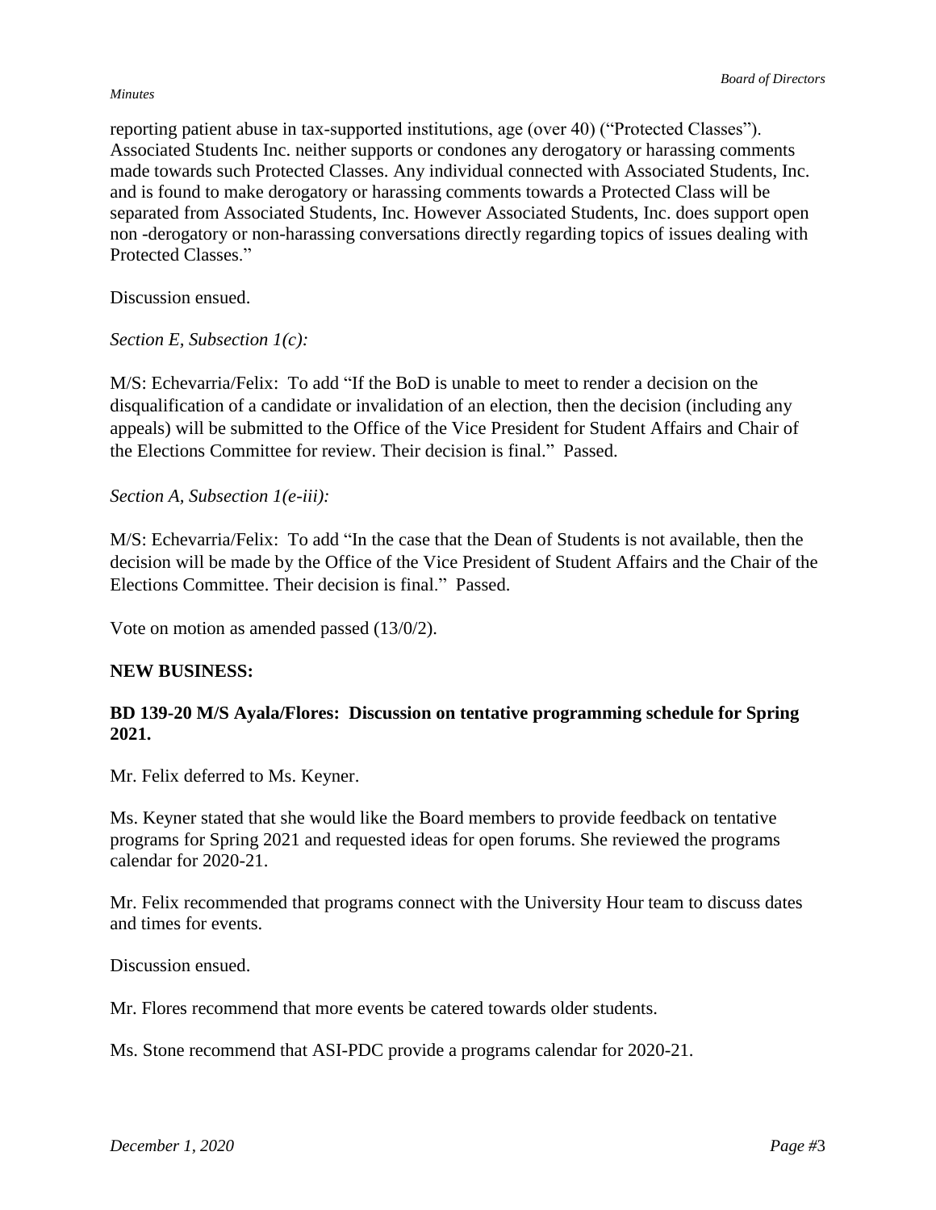reporting patient abuse in tax-supported institutions, age (over 40) ("Protected Classes"). Associated Students Inc. neither supports or condones any derogatory or harassing comments made towards such Protected Classes. Any individual connected with Associated Students, Inc. and is found to make derogatory or harassing comments towards a Protected Class will be separated from Associated Students, Inc. However Associated Students, Inc. does support open non -derogatory or non-harassing conversations directly regarding topics of issues dealing with Protected Classes."

Discussion ensued.

*Section E, Subsection 1(c):*

M/S: Echevarria/Felix: To add "If the BoD is unable to meet to render a decision on the disqualification of a candidate or invalidation of an election, then the decision (including any appeals) will be submitted to the Office of the Vice President for Student Affairs and Chair of the Elections Committee for review. Their decision is final." Passed.

*Section A, Subsection 1(e-iii):*

M/S: Echevarria/Felix: To add "In the case that the Dean of Students is not available, then the decision will be made by the Office of the Vice President of Student Affairs and the Chair of the Elections Committee. Their decision is final." Passed.

Vote on motion as amended passed (13/0/2).

**NEW BUSINESS:**

**BD 139-20 M/S Ayala/Flores: Discussion on tentative programming schedule for Spring 2021.**

Mr. Felix deferred to Ms. Keyner.

Ms. Keyner stated that she would like the Board members to provide feedback on tentative programs for Spring 2021 and requested ideas for open forums. She reviewed the programs calendar for 2020-21.

Mr. Felix recommended that programs connect with the University Hour team to discuss dates and times for events.

Discussion ensued.

Mr. Flores recommend that more events be catered towards older students.

Ms. Stone recommend that ASI-PDC provide a programs calendar for 2020-21.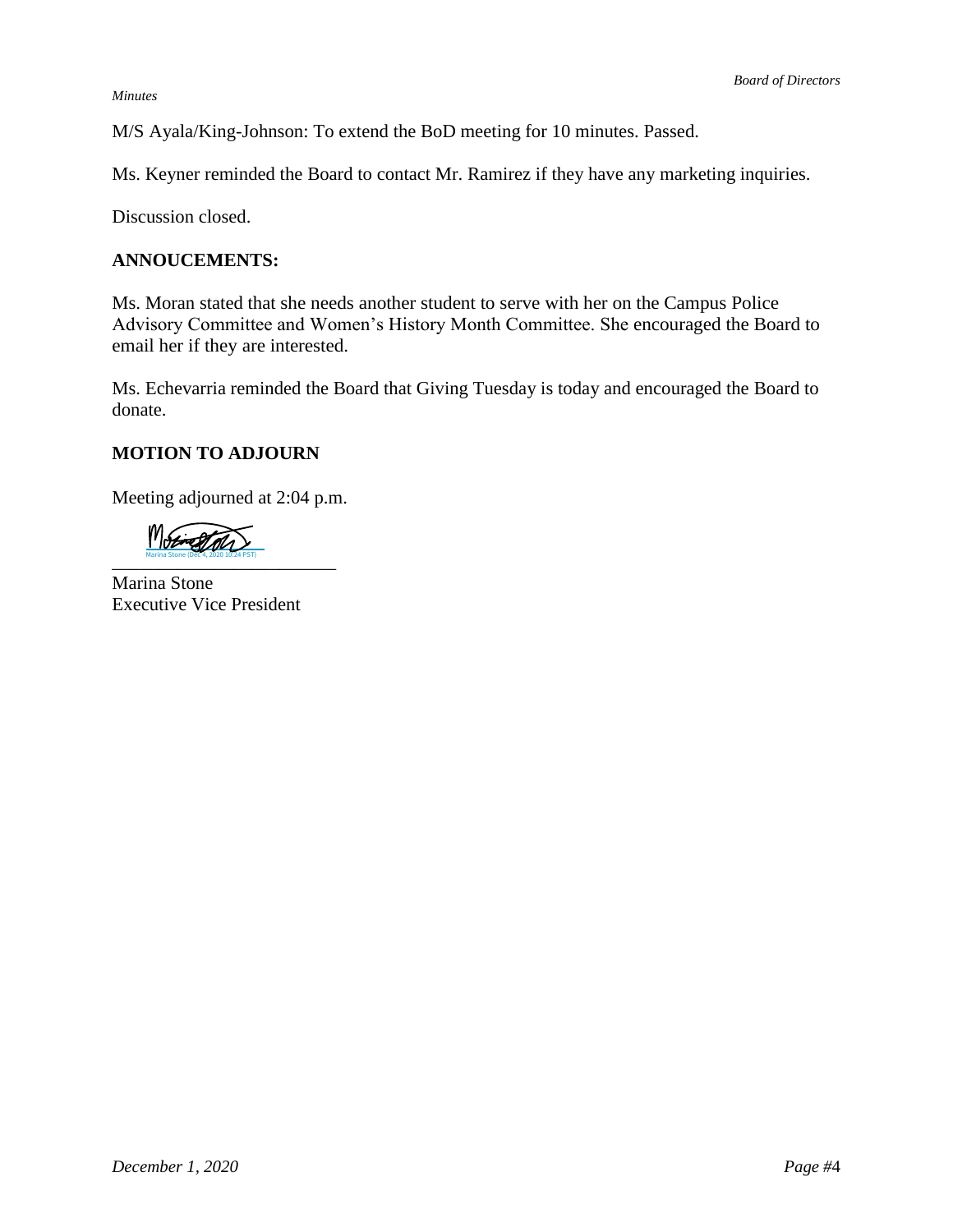M/S Ayala/King-Johnson: To extend the BoD meeting for 10 minutes. Passed.

Ms. Keyner reminded the Board to contact Mr. Ramirez if they have any marketing inquiries.

Discussion closed.

**ANNOUCEMENTS:**

Ms. Moran stated that she needs another student to serve with her on the Campus Police Advisory Committee and Women's History Month Committee. She encouraged the Board to email her if they are interested.

Ms. Echevarria reminded the Board that Giving Tuesday is today and encouraged the Board to donate.

**MOTION TO ADJOURN**

Meeting adjourned at 2:04 p.m.

Marina Stone (Dec 4, 2020 10:24 PST)

_____________________________

Marina Stone
Executive Vice President